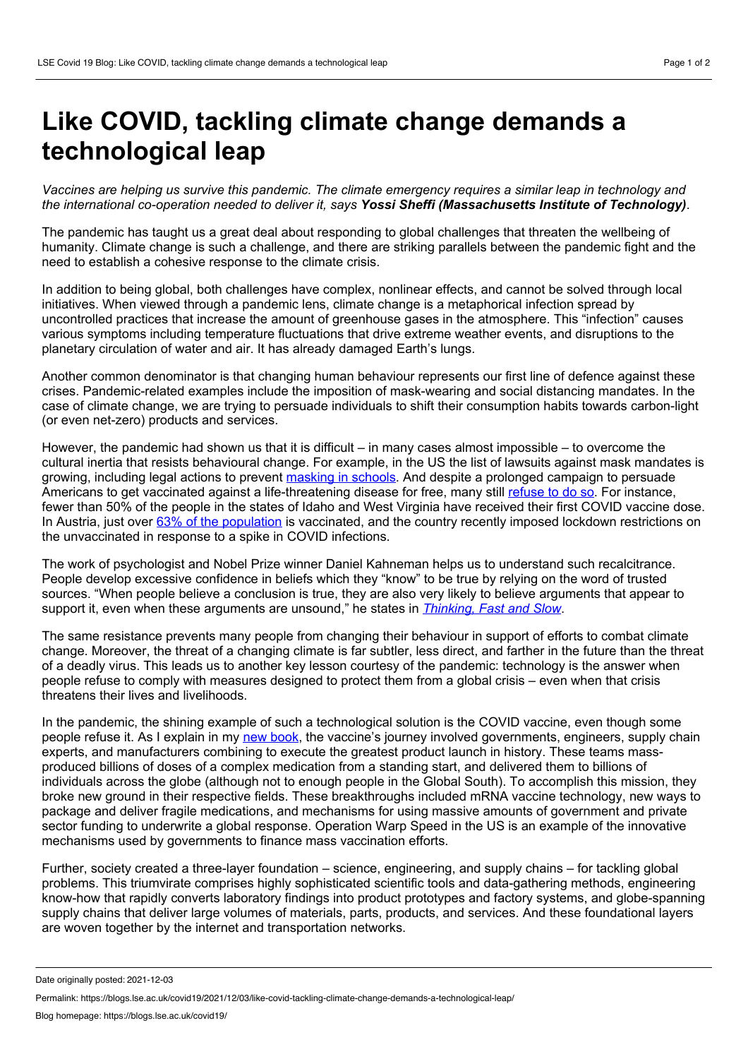# Like COVID, tackling climate change demands a technological leap

*Vaccines are helping us survive this pandemic. The climate emergency requires a similar leap in technology and the international co-operation needed to deliver it, says **Yossi Sheffi (Massachusetts Institute of Technology)**.*

The pandemic has taught us a great deal about responding to global challenges that threaten the wellbeing of humanity. Climate change is such a challenge, and there are striking parallels between the pandemic fight and the need to establish a cohesive response to the climate crisis.

In addition to being global, both challenges have complex, nonlinear effects, and cannot be solved through local initiatives. When viewed through a pandemic lens, climate change is a metaphorical infection spread by uncontrolled practices that increase the amount of greenhouse gases in the atmosphere. This "infection" causes various symptoms including temperature fluctuations that drive extreme weather events, and disruptions to the planetary circulation of water and air. It has already damaged Earth's lungs.

Another common denominator is that changing human behaviour represents our first line of defence against these crises. Pandemic-related examples include the imposition of mask-wearing and social distancing mandates. In the case of climate change, we are trying to persuade individuals to shift their consumption habits towards carbon-light (or even net-zero) products and services.

However, the pandemic had shown us that it is difficult – in many cases almost impossible – to overcome the cultural inertia that resists behavioural change. For example, in the US the list of lawsuits against mask mandates is growing, including legal actions to prevent masking in schools. And despite a prolonged campaign to persuade Americans to get vaccinated against a life-threatening disease for free, many still refuse to do so. For instance, fewer than 50% of the people in the states of Idaho and West Virginia have received their first COVID vaccine dose. In Austria, just over 63% of the population is vaccinated, and the country recently imposed lockdown restrictions on the unvaccinated in response to a spike in COVID infections.

The work of psychologist and Nobel Prize winner Daniel Kahneman helps us to understand such recalcitrance. People develop excessive confidence in beliefs which they "know" to be true by relying on the word of trusted sources. "When people believe a conclusion is true, they are also very likely to believe arguments that appear to support it, even when these arguments are unsound," he states in *Thinking, Fast and Slow*.

The same resistance prevents many people from changing their behaviour in support of efforts to combat climate change. Moreover, the threat of a changing climate is far subtler, less direct, and farther in the future than the threat of a deadly virus. This leads us to another key lesson courtesy of the pandemic: technology is the answer when people refuse to comply with measures designed to protect them from a global crisis – even when that crisis threatens their lives and livelihoods.

In the pandemic, the shining example of such a technological solution is the COVID vaccine, even though some people refuse it. As I explain in my new book, the vaccine's journey involved governments, engineers, supply chain experts, and manufacturers combining to execute the greatest product launch in history. These teams mass-produced billions of doses of a complex medication from a standing start, and delivered them to billions of individuals across the globe (although not to enough people in the Global South). To accomplish this mission, they broke new ground in their respective fields. These breakthroughs included mRNA vaccine technology, new ways to package and deliver fragile medications, and mechanisms for using massive amounts of government and private sector funding to underwrite a global response. Operation Warp Speed in the US is an example of the innovative mechanisms used by governments to finance mass vaccination efforts.

Further, society created a three-layer foundation – science, engineering, and supply chains – for tackling global problems. This triumvirate comprises highly sophisticated scientific tools and data-gathering methods, engineering know-how that rapidly converts laboratory findings into product prototypes and factory systems, and globe-spanning supply chains that deliver large volumes of materials, parts, products, and services. And these foundational layers are woven together by the internet and transportation networks.

Date originally posted: 2021-12-03

Permalink: https://blogs.lse.ac.uk/covid19/2021/12/03/like-covid-tackling-climate-change-demands-a-technological-leap/

Blog homepage: https://blogs.lse.ac.uk/covid19/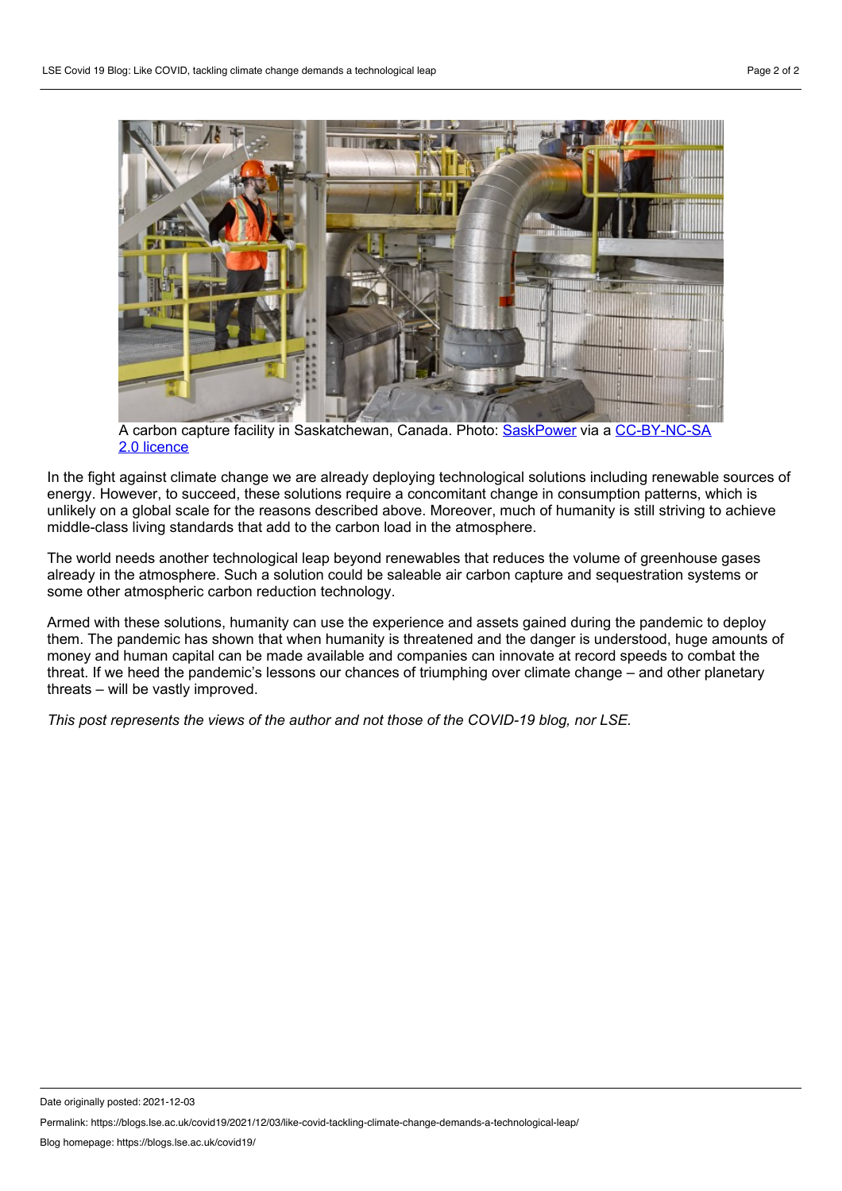A carbon capture facility in Saskatchewan, Canada. Photo: SaskPower via a CC-BY-NC-SA 2.0 licence

In the fight against climate change we are already deploying technological solutions including renewable sources of energy. However, to succeed, these solutions require a concomitant change in consumption patterns, which is unlikely on a global scale for the reasons described above. Moreover, much of humanity is still striving to achieve middle-class living standards that add to the carbon load in the atmosphere.

The world needs another technological leap beyond renewables that reduces the volume of greenhouse gases already in the atmosphere. Such a solution could be saleable air carbon capture and sequestration systems or some other atmospheric carbon reduction technology.

Armed with these solutions, humanity can use the experience and assets gained during the pandemic to deploy them. The pandemic has shown that when humanity is threatened and the danger is understood, huge amounts of money and human capital can be made available and companies can innovate at record speeds to combat the threat. If we heed the pandemic's lessons our chances of triumphing over climate change – and other planetary threats – will be vastly improved.

*This post represents the views of the author and not those of the COVID-19 blog, nor LSE.*

Date originally posted: 2021-12-03

Permalink: https://blogs.lse.ac.uk/covid19/2021/12/03/like-covid-tackling-climate-change-demands-a-technological-leap/

Blog homepage: https://blogs.lse.ac.uk/covid19/